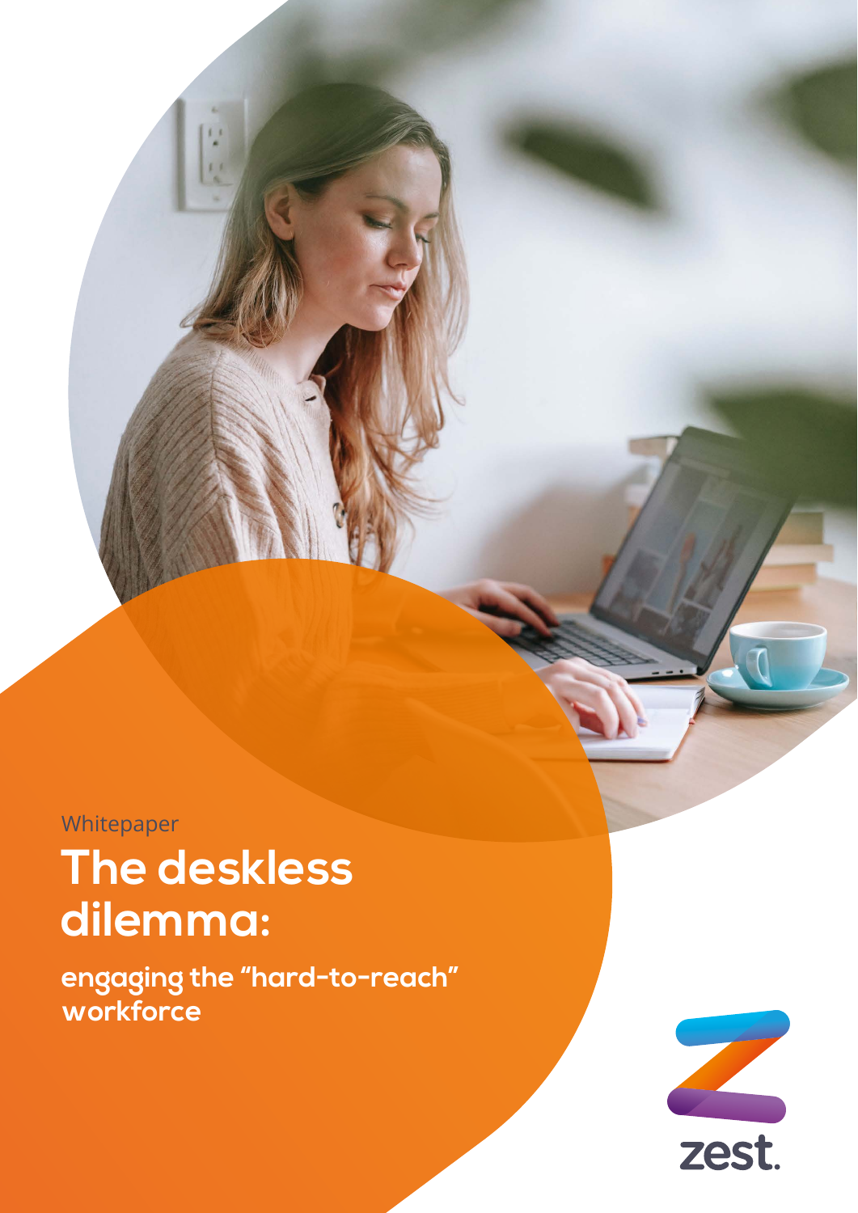Whitepaper

# The deskless dilemma:

## engaging the "hard-to-reach" workforce

zest.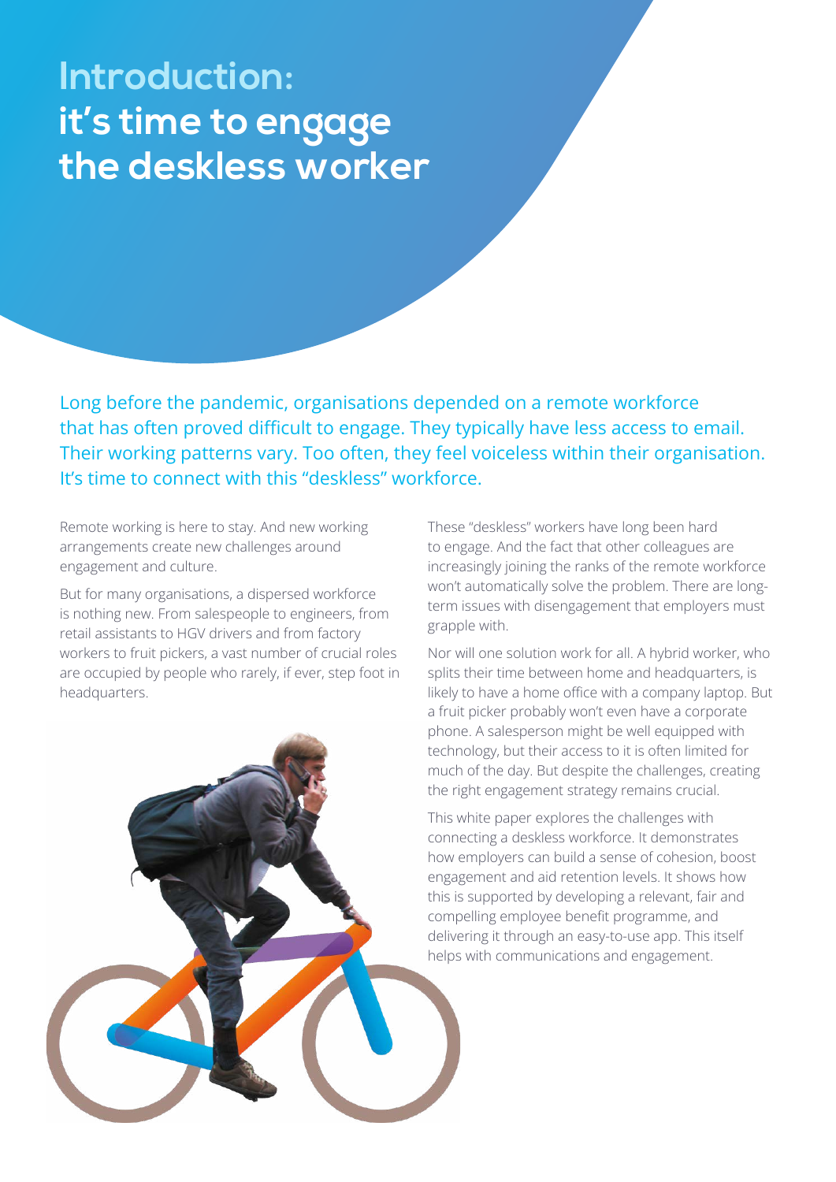# Introduction: it's time to engage the deskless worker

Long before the pandemic, organisations depended on a remote workforce that has often proved difficult to engage. They typically have less access to email. Their working patterns vary. Too often, they feel voiceless within their organisation. It's time to connect with this "deskless" workforce.

Remote working is here to stay. And new working arrangements create new challenges around engagement and culture.

But for many organisations, a dispersed workforce is nothing new. From salespeople to engineers, from retail assistants to HGV drivers and from factory workers to fruit pickers, a vast number of crucial roles are occupied by people who rarely, if ever, step foot in headquarters.

These "deskless" workers have long been hard to engage. And the fact that other colleagues are increasingly joining the ranks of the remote workforce won't automatically solve the problem. There are long-term issues with disengagement that employers must grapple with.

Nor will one solution work for all. A hybrid worker, who splits their time between home and headquarters, is likely to have a home office with a company laptop. But a fruit picker probably won't even have a corporate phone. A salesperson might be well equipped with technology, but their access to it is often limited for much of the day. But despite the challenges, creating the right engagement strategy remains crucial.

This white paper explores the challenges with connecting a deskless workforce. It demonstrates how employers can build a sense of cohesion, boost engagement and aid retention levels. It shows how this is supported by developing a relevant, fair and compelling employee benefit programme, and delivering it through an easy-to-use app. This itself helps with communications and engagement.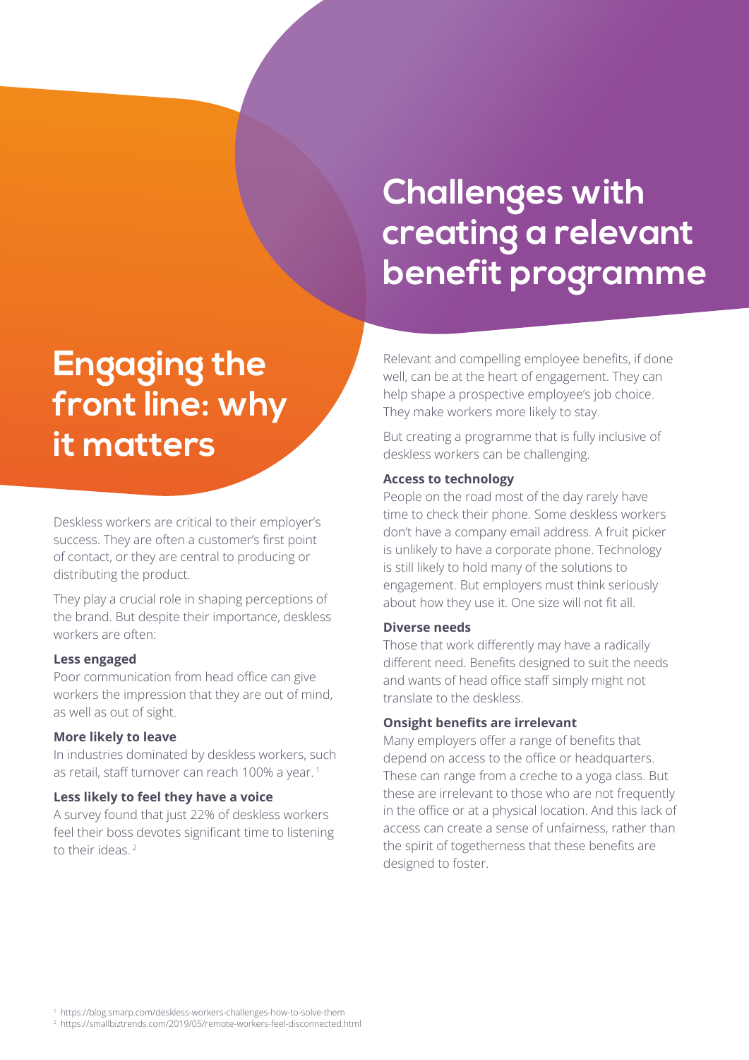# Engaging the front line: why it matters

Deskless workers are critical to their employer's success. They are often a customer's first point of contact, or they are central to producing or distributing the product.

They play a crucial role in shaping perceptions of the brand. But despite their importance, deskless workers are often:

**Less engaged**

Poor communication from head office can give workers the impression that they are out of mind, as well as out of sight.

**More likely to leave**

In industries dominated by deskless workers, such as retail, staff turnover can reach 100% a year. [1]

**Less likely to feel they have a voice**

A survey found that just 22% of deskless workers feel their boss devotes significant time to listening to their ideas. [2]

# Challenges with creating a relevant benefit programme

Relevant and compelling employee benefits, if done well, can be at the heart of engagement. They can help shape a prospective employee's job choice. They make workers more likely to stay.

But creating a programme that is fully inclusive of deskless workers can be challenging.

**Access to technology**

People on the road most of the day rarely have time to check their phone. Some deskless workers don't have a company email address. A fruit picker is unlikely to have a corporate phone. Technology is still likely to hold many of the solutions to engagement. But employers must think seriously about how they use it. One size will not fit all.

**Diverse needs**

Those that work differently may have a radically different need. Benefits designed to suit the needs and wants of head office staff simply might not translate to the deskless.

**Onsight benefits are irrelevant**

Many employers offer a range of benefits that depend on access to the office or headquarters. These can range from a creche to a yoga class. But these are irrelevant to those who are not frequently in the office or at a physical location. And this lack of access can create a sense of unfairness, rather than the spirit of togetherness that these benefits are designed to foster.

[1] https://blog.smarp.com/deskless-workers-challenges-how-to-solve-them
[2] https://smallbiztrends.com/2019/05/remote-workers-feel-disconnected.html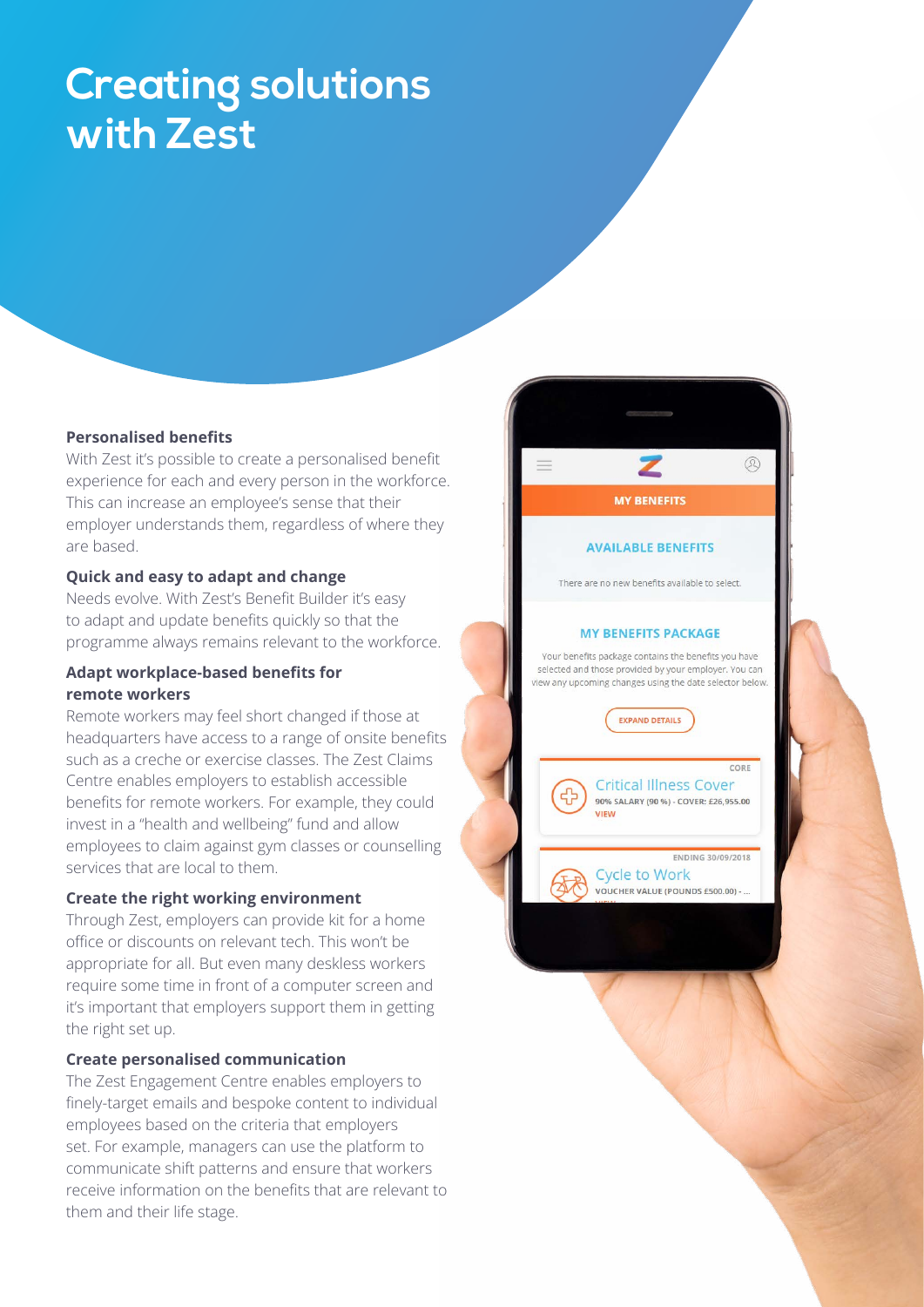# Creating solutions with Zest

### Personalised benefits

With Zest it's possible to create a personalised benefit experience for each and every person in the workforce. This can increase an employee's sense that their employer understands them, regardless of where they are based.

### Quick and easy to adapt and change

Needs evolve. With Zest's Benefit Builder it's easy to adapt and update benefits quickly so that the programme always remains relevant to the workforce.

### Adapt workplace-based benefits for remote workers

Remote workers may feel short changed if those at headquarters have access to a range of onsite benefits such as a creche or exercise classes. The Zest Claims Centre enables employers to establish accessible benefits for remote workers. For example, they could invest in a "health and wellbeing" fund and allow employees to claim against gym classes or counselling services that are local to them.

### Create the right working environment

Through Zest, employers can provide kit for a home office or discounts on relevant tech. This won't be appropriate for all. But even many deskless workers require some time in front of a computer screen and it's important that employers support them in getting the right set up.

### Create personalised communication

The Zest Engagement Centre enables employers to finely-target emails and bespoke content to individual employees based on the criteria that employers set. For example, managers can use the platform to communicate shift patterns and ensure that workers receive information on the benefits that are relevant to them and their life stage.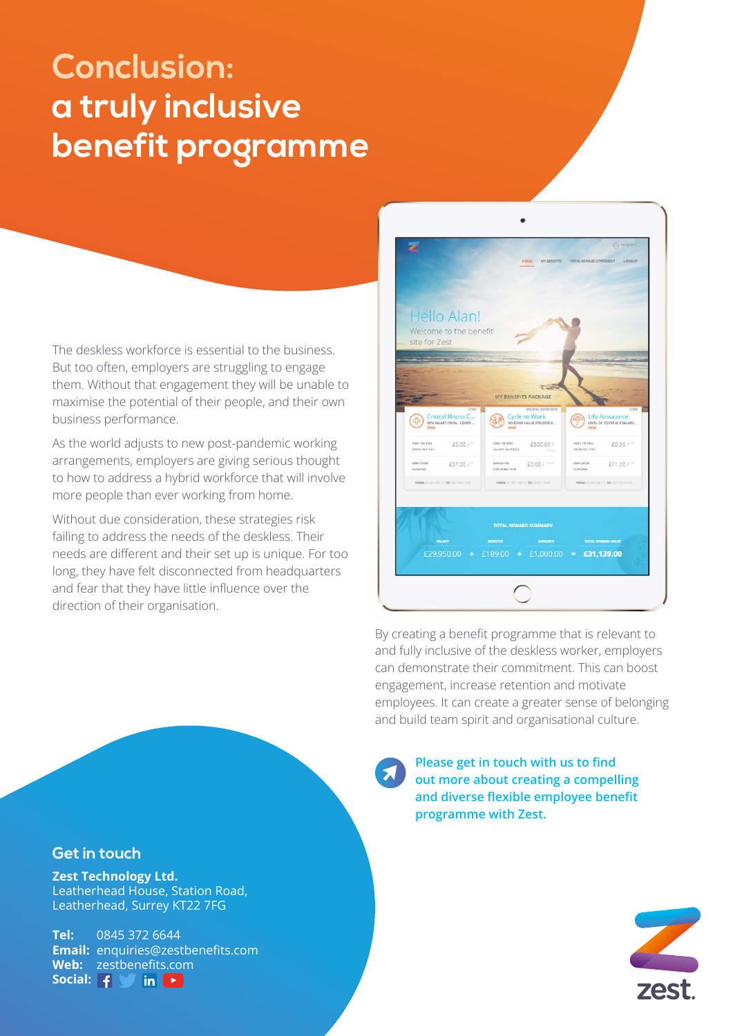# Conclusion: a truly inclusive benefit programme

The deskless workforce is essential to the business. But too often, employers are struggling to engage them. Without that engagement they will be unable to maximise the potential of their people, and their own business performance.

As the world adjusts to new post-pandemic working arrangements, employers are giving serious thought to how to address a hybrid workforce that will involve more people than ever working from home.

Without due consideration, these strategies risk failing to address the needs of the deskless. Their needs are different and their set up is unique. For too long, they have felt disconnected from headquarters and fear that they have little influence over the direction of their organisation.

By creating a benefit programme that is relevant to and fully inclusive of the deskless worker, employers can demonstrate their commitment. This can boost engagement, increase retention and motivate employees. It can create a greater sense of belonging and build team spirit and organisational culture.

**Please get in touch with us to find out more about creating a compelling and diverse flexible employee benefit programme with Zest.**

## Get in touch

**Zest Technology Ltd.**
Leatherhead House, Station Road,
Leatherhead, Surrey KT22 7FG

**Tel:** 0845 372 6644
**Email:** enquiries@zestbenefits.com
**Web:** zestbenefits.com
**Social:**